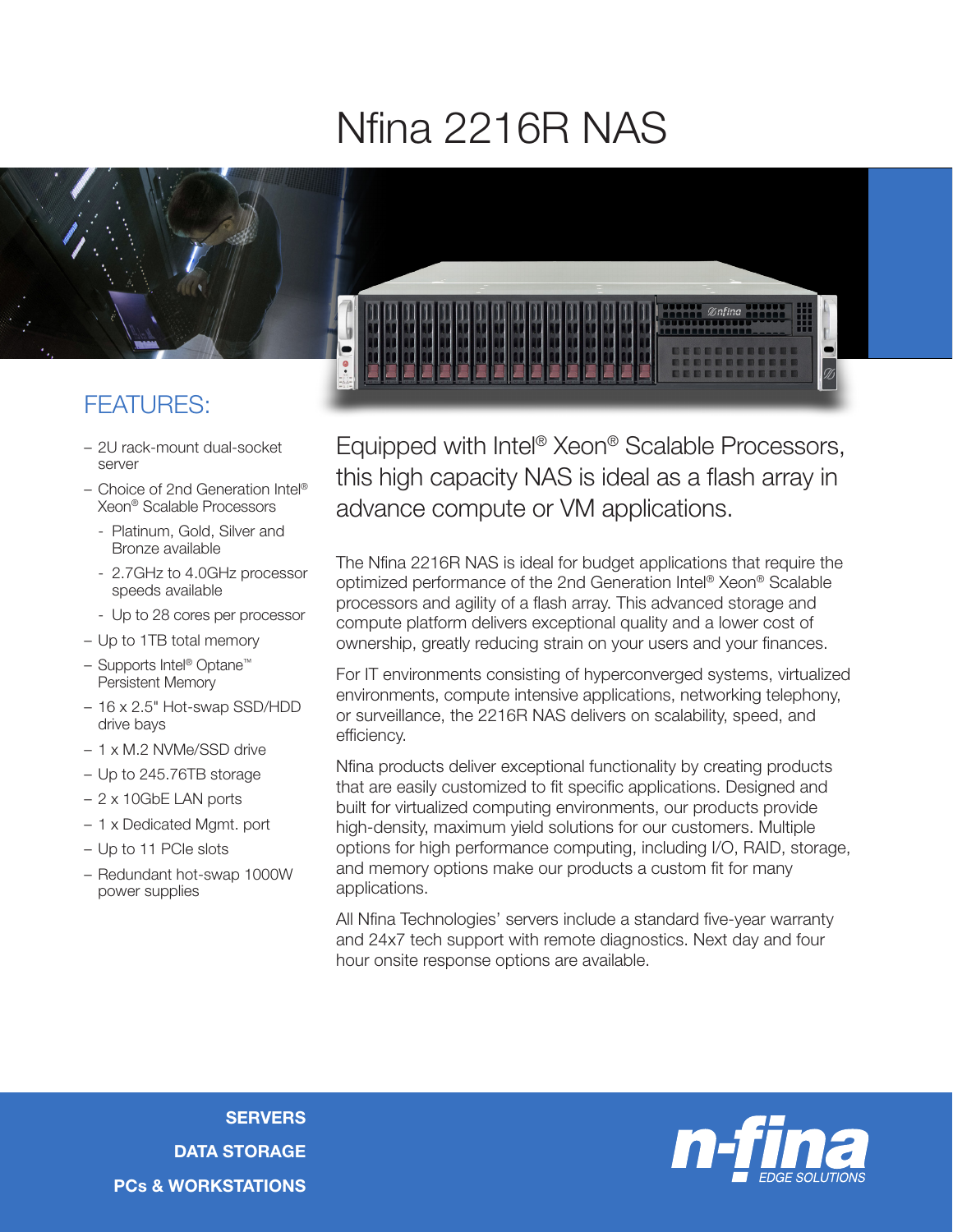# Nfina 2216R NAS

## FEATURES:

- 2U rack-mount dual-socket server
- Choice of 2nd Generation Intel® Xeon® Scalable Processors
  - Platinum, Gold, Silver and Bronze available
  - 2.7GHz to 4.0GHz processor speeds available
  - Up to 28 cores per processor
- Up to 1TB total memory
- Supports Intel® Optane™ Persistent Memory
- 16 x 2.5" Hot-swap SSD/HDD drive bays
- 1 x M.2 NVMe/SSD drive
- Up to 245.76TB storage
- 2 x 10GbE LAN ports
- 1 x Dedicated Mgmt. port
- Up to 11 PCIe slots
- Redundant hot-swap 1000W power supplies

## Equipped with Intel® Xeon® Scalable Processors, this high capacity NAS is ideal as a flash array in advance compute or VM applications.

The Nfina 2216R NAS is ideal for budget applications that require the optimized performance of the 2nd Generation Intel® Xeon® Scalable processors and agility of a flash array. This advanced storage and compute platform delivers exceptional quality and a lower cost of ownership, greatly reducing strain on your users and your finances.

For IT environments consisting of hyperconverged systems, virtualized environments, compute intensive applications, networking telephony, or surveillance, the 2216R NAS delivers on scalability, speed, and efficiency.

Nfina products deliver exceptional functionality by creating products that are easily customized to fit specific applications. Designed and built for virtualized computing environments, our products provide high-density, maximum yield solutions for our customers. Multiple options for high performance computing, including I/O, RAID, storage, and memory options make our products a custom fit for many applications.

All Nfina Technologies' servers include a standard five-year warranty and 24x7 tech support with remote diagnostics. Next day and four hour onsite response options are available.

**SERVERS**
**DATA STORAGE**
**PCs & WORKSTATIONS**

n-fina EDGE SOLUTIONS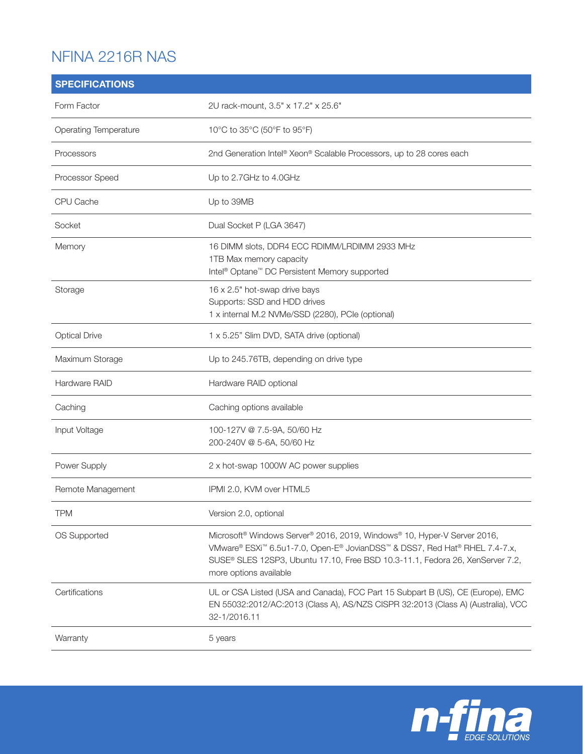# NFINA 2216R NAS

| SPECIFICATIONS | |
|---|---|
| Form Factor | 2U rack-mount, 3.5" x 17.2" x 25.6" |
| Operating Temperature | 10°C to 35°C (50°F to 95°F) |
| Processors | 2nd Generation Intel® Xeon® Scalable Processors, up to 28 cores each |
| Processor Speed | Up to 2.7GHz to 4.0GHz |
| CPU Cache | Up to 39MB |
| Socket | Dual Socket P (LGA 3647) |
| Memory | 16 DIMM slots, DDR4 ECC RDIMM/LRDIMM 2933 MHz<br>1TB Max memory capacity<br>Intel® Optane™ DC Persistent Memory supported |
| Storage | 16 x 2.5" hot-swap drive bays<br>Supports: SSD and HDD drives<br>1 x internal M.2 NVMe/SSD (2280), PCIe (optional) |
| Optical Drive | 1 x 5.25" Slim DVD, SATA drive (optional) |
| Maximum Storage | Up to 245.76TB, depending on drive type |
| Hardware RAID | Hardware RAID optional |
| Caching | Caching options available |
| Input Voltage | 100-127V @ 7.5-9A, 50/60 Hz<br>200-240V @ 5-6A, 50/60 Hz |
| Power Supply | 2 x hot-swap 1000W AC power supplies |
| Remote Management | IPMI 2.0, KVM over HTML5 |
| TPM | Version 2.0, optional |
| OS Supported | Microsoft® Windows Server® 2016, 2019, Windows® 10, Hyper-V Server 2016, VMware® ESXi™ 6.5u1-7.0, Open-E® JovianDSS™ & DSS7, Red Hat® RHEL 7.4-7.x, SUSE® SLES 12SP3, Ubuntu 17.10, Free BSD 10.3-11.1, Fedora 26, XenServer 7.2, more options available |
| Certifications | UL or CSA Listed (USA and Canada), FCC Part 15 Subpart B (US), CE (Europe), EMC EN 55032:2012/AC:2013 (Class A), AS/NZS CISPR 32:2013 (Class A) (Australia), VCC 32-1/2016.11 |
| Warranty | 5 years |

n-fina EDGE SOLUTIONS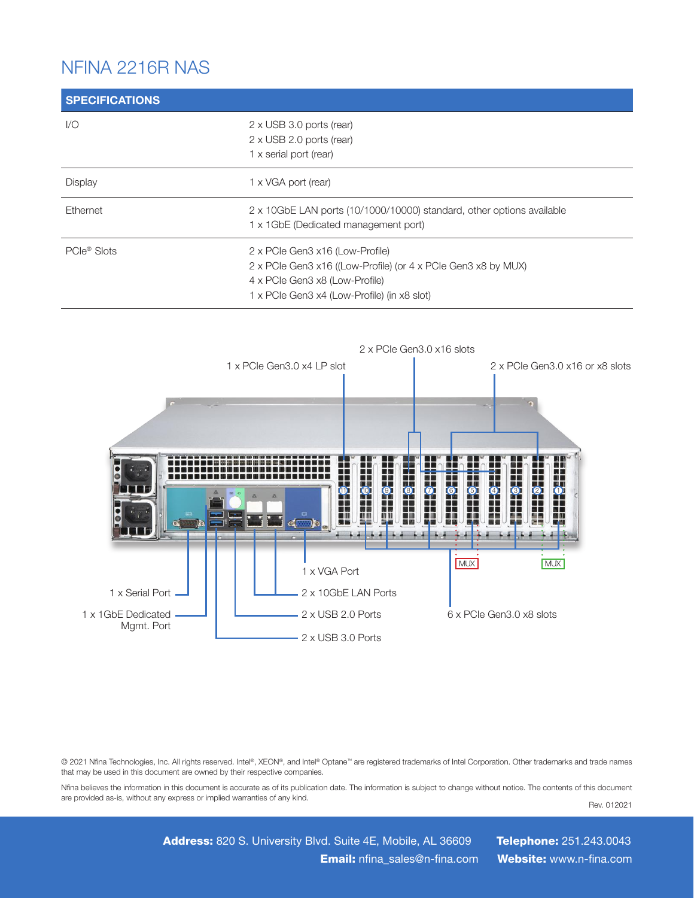# NFINA 2216R NAS

| SPECIFICATIONS | |
|---|---|
| I/O | 2 x USB 3.0 ports (rear)<br>2 x USB 2.0 ports (rear)<br>1 x serial port (rear) |
| Display | 1 x VGA port (rear) |
| Ethernet | 2 x 10GbE LAN ports (10/1000/10000) standard, other options available<br>1 x 1GbE (Dedicated management port) |
| PCIe® Slots | 2 x PCIe Gen3 x16 (Low-Profile)<br>2 x PCIe Gen3 x16 ((Low-Profile) (or 4 x PCIe Gen3 x8 by MUX)<br>4 x PCIe Gen3 x8 (Low-Profile)<br>1 x PCIe Gen3 x4 (Low-Profile) (in x8 slot) |

2 x PCIe Gen3.0 x16 slots

1 x PCIe Gen3.0 x4 LP slot

2 x PCIe Gen3.0 x16 or x8 slots

11 10 9 8 7 6 5 4 3 2 1

MUX

MUX

1 x VGA Port

1 x Serial Port

2 x 10GbE LAN Ports

1 x 1GbE Dedicated Mgmt. Port

2 x USB 2.0 Ports

6 x PCIe Gen3.0 x8 slots

2 x USB 3.0 Ports

© 2021 Nfina Technologies, Inc. All rights reserved. Intel®, XEON®, and Intel® Optane™ are registered trademarks of Intel Corporation. Other trademarks and trade names that may be used in this document are owned by their respective companies.

Nfina believes the information in this document is accurate as of its publication date. The information is subject to change without notice. The contents of this document are provided as-is, without any express or implied warranties of any kind.

Rev. 012021

**Address:** 820 S. University Blvd. Suite 4E, Mobile, AL 36609 **Telephone:** 251.243.0043
**Email:** nfina_sales@n-fina.com **Website:** www.n-fina.com